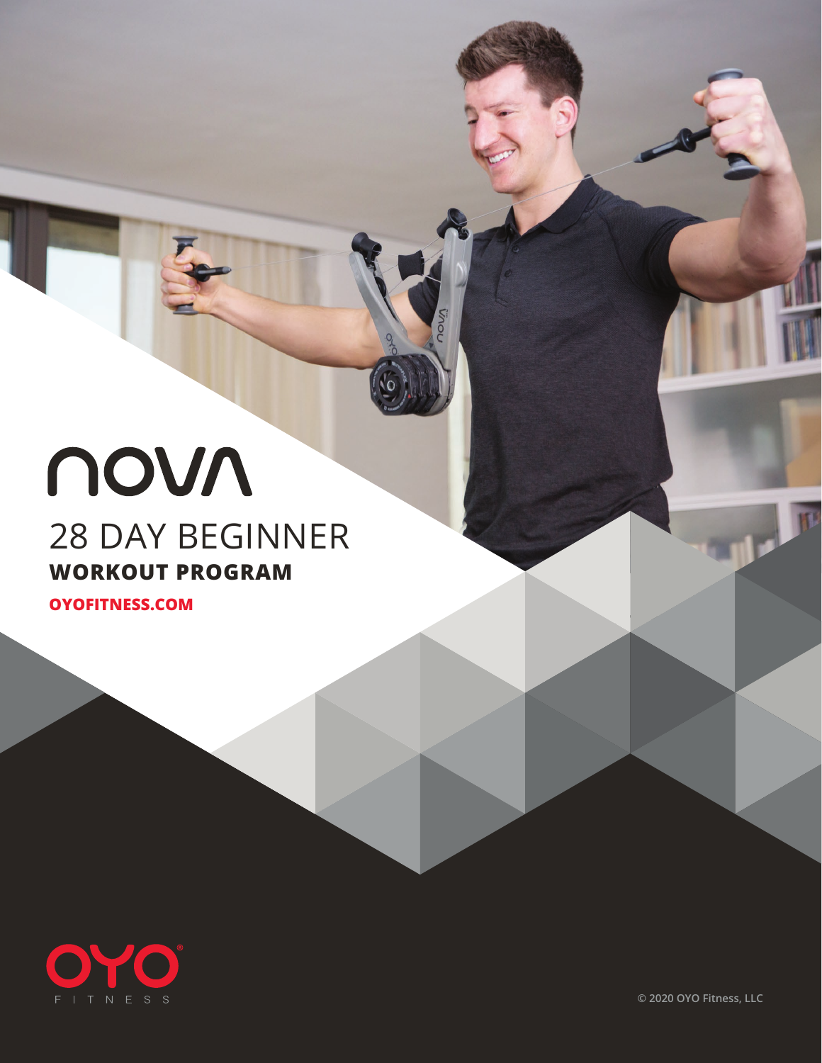# nova

## 28 DAY BEGINNER

**WORKOUT PROGRAM**

**OYOFITNESS.COM**

OYO FITNESS

© 2020 OYO Fitness, LLC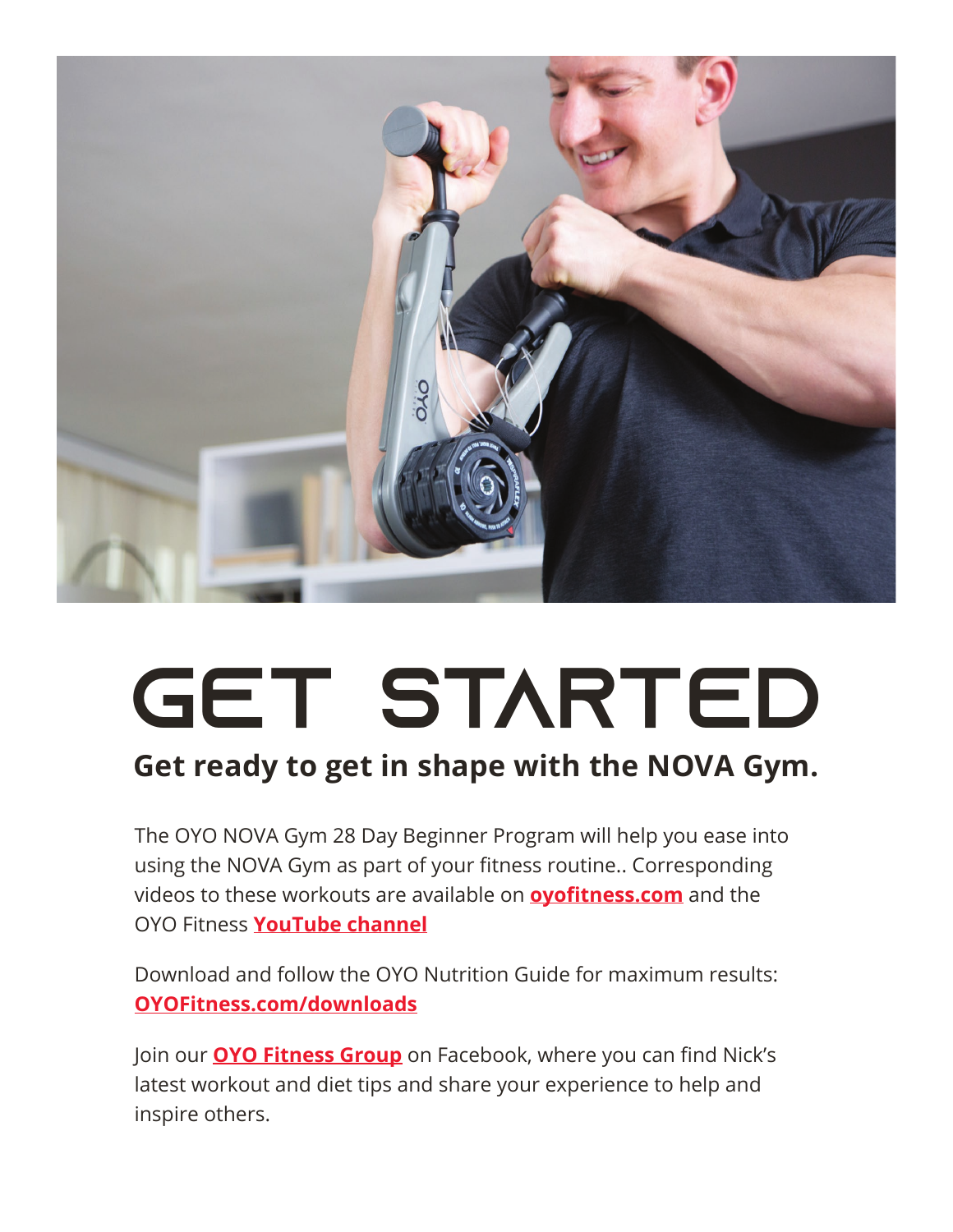# GET STARTED

## Get ready to get in shape with the NOVA Gym.

The OYO NOVA Gym 28 Day Beginner Program will help you ease into using the NOVA Gym as part of your fitness routine.. Corresponding videos to these workouts are available on **oyofitness.com** and the OYO Fitness **YouTube channel**

Download and follow the OYO Nutrition Guide for maximum results: **OYOFitness.com/downloads**

Join our **OYO Fitness Group** on Facebook, where you can find Nick's latest workout and diet tips and share your experience to help and inspire others.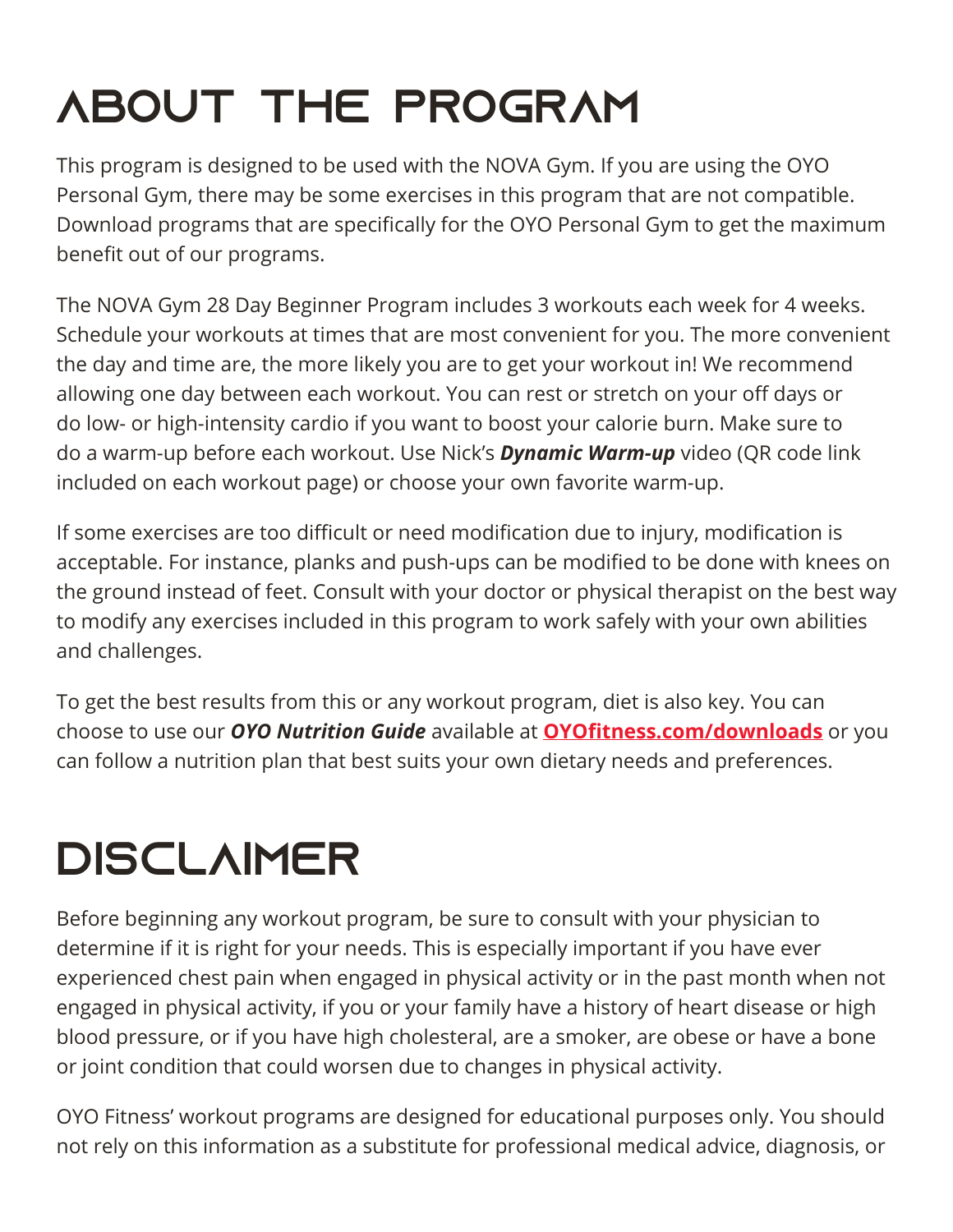# ABOUT THE PROGRAM

This program is designed to be used with the NOVA Gym. If you are using the OYO Personal Gym, there may be some exercises in this program that are not compatible. Download programs that are specifically for the OYO Personal Gym to get the maximum benefit out of our programs.

The NOVA Gym 28 Day Beginner Program includes 3 workouts each week for 4 weeks. Schedule your workouts at times that are most convenient for you. The more convenient the day and time are, the more likely you are to get your workout in! We recommend allowing one day between each workout. You can rest or stretch on your off days or do low- or high-intensity cardio if you want to boost your calorie burn. Make sure to do a warm-up before each workout. Use Nick's ***Dynamic Warm-up*** video (QR code link included on each workout page) or choose your own favorite warm-up.

If some exercises are too difficult or need modification due to injury, modification is acceptable. For instance, planks and push-ups can be modified to be done with knees on the ground instead of feet. Consult with your doctor or physical therapist on the best way to modify any exercises included in this program to work safely with your own abilities and challenges.

To get the best results from this or any workout program, diet is also key. You can choose to use our ***OYO Nutrition Guide*** available at **OYOfitness.com/downloads** or you can follow a nutrition plan that best suits your own dietary needs and preferences.

# DISCLAIMER

Before beginning any workout program, be sure to consult with your physician to determine if it is right for your needs. This is especially important if you have ever experienced chest pain when engaged in physical activity or in the past month when not engaged in physical activity, if you or your family have a history of heart disease or high blood pressure, or if you have high cholesteral, are a smoker, are obese or have a bone or joint condition that could worsen due to changes in physical activity.

OYO Fitness' workout programs are designed for educational purposes only. You should not rely on this information as a substitute for professional medical advice, diagnosis, or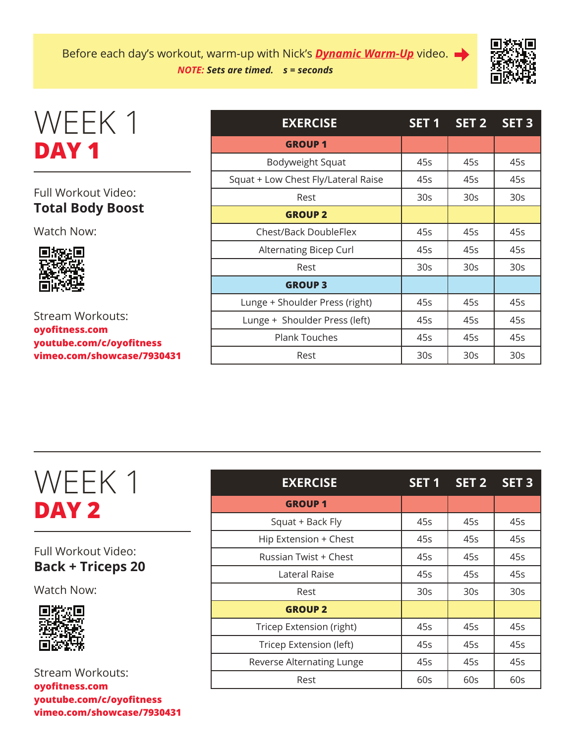Before each day's workout, warm-up with Nick's ***Dynamic Warm-Up*** video. ➡

***NOTE:*** ***Sets are timed.*** ***s = seconds***

# WEEK 1
## DAY 1

Full Workout Video:
**Total Body Boost**

Watch Now:

Stream Workouts:
**oyofitness.com**
**youtube.com/c/oyofitness**
**vimeo.com/showcase/7930431**

| EXERCISE | SET 1 | SET 2 | SET 3 |
|---|---|---|---|
| **GROUP 1** | | | |
| Bodyweight Squat | 45s | 45s | 45s |
| Squat + Low Chest Fly/Lateral Raise | 45s | 45s | 45s |
| Rest | 30s | 30s | 30s |
| **GROUP 2** | | | |
| Chest/Back DoubleFlex | 45s | 45s | 45s |
| Alternating Bicep Curl | 45s | 45s | 45s |
| Rest | 30s | 30s | 30s |
| **GROUP 3** | | | |
| Lunge + Shoulder Press (right) | 45s | 45s | 45s |
| Lunge + Shoulder Press (left) | 45s | 45s | 45s |
| Plank Touches | 45s | 45s | 45s |
| Rest | 30s | 30s | 30s |

# WEEK 1
## DAY 2

Full Workout Video:
**Back + Triceps 20**

Watch Now:

Stream Workouts:
**oyofitness.com**
**youtube.com/c/oyofitness**
**vimeo.com/showcase/7930431**

| EXERCISE | SET 1 | SET 2 | SET 3 |
|---|---|---|---|
| **GROUP 1** | | | |
| Squat + Back Fly | 45s | 45s | 45s |
| Hip Extension + Chest | 45s | 45s | 45s |
| Russian Twist + Chest | 45s | 45s | 45s |
| Lateral Raise | 45s | 45s | 45s |
| Rest | 30s | 30s | 30s |
| **GROUP 2** | | | |
| Tricep Extension (right) | 45s | 45s | 45s |
| Tricep Extension (left) | 45s | 45s | 45s |
| Reverse Alternating Lunge | 45s | 45s | 45s |
| Rest | 60s | 60s | 60s |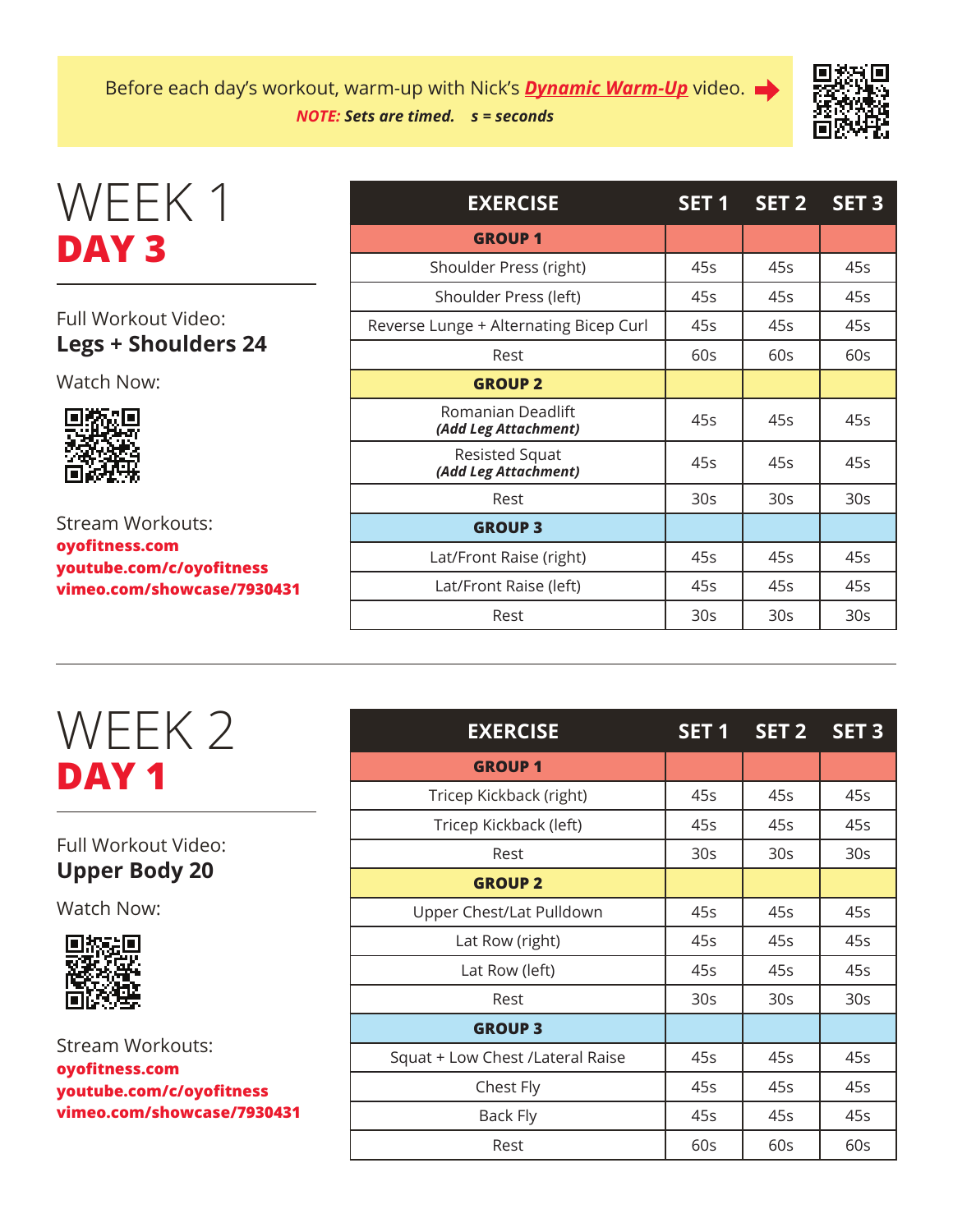Before each day's workout, warm-up with Nick's ***Dynamic Warm-Up*** video.

***NOTE:*** ***Sets are timed.*** ***s = seconds***

# WEEK 1
## DAY 3

Full Workout Video:
**Legs + Shoulders 24**

Watch Now:

Stream Workouts:
**oyofitness.com**
**youtube.com/c/oyofitness**
**vimeo.com/showcase/7930431**

| EXERCISE | SET 1 | SET 2 | SET 3 |
|---|---|---|---|
| **GROUP 1** | | | |
| Shoulder Press (right) | 45s | 45s | 45s |
| Shoulder Press (left) | 45s | 45s | 45s |
| Reverse Lunge + Alternating Bicep Curl | 45s | 45s | 45s |
| Rest | 60s | 60s | 60s |
| **GROUP 2** | | | |
| Romanian Deadlift ***(Add Leg Attachment)*** | 45s | 45s | 45s |
| Resisted Squat ***(Add Leg Attachment)*** | 45s | 45s | 45s |
| Rest | 30s | 30s | 30s |
| **GROUP 3** | | | |
| Lat/Front Raise (right) | 45s | 45s | 45s |
| Lat/Front Raise (left) | 45s | 45s | 45s |
| Rest | 30s | 30s | 30s |

# WEEK 2
## DAY 1

Full Workout Video:
**Upper Body 20**

Watch Now:

Stream Workouts:
**oyofitness.com**
**youtube.com/c/oyofitness**
**vimeo.com/showcase/7930431**

| EXERCISE | SET 1 | SET 2 | SET 3 |
|---|---|---|---|
| **GROUP 1** | | | |
| Tricep Kickback (right) | 45s | 45s | 45s |
| Tricep Kickback (left) | 45s | 45s | 45s |
| Rest | 30s | 30s | 30s |
| **GROUP 2** | | | |
| Upper Chest/Lat Pulldown | 45s | 45s | 45s |
| Lat Row (right) | 45s | 45s | 45s |
| Lat Row (left) | 45s | 45s | 45s |
| Rest | 30s | 30s | 30s |
| **GROUP 3** | | | |
| Squat + Low Chest /Lateral Raise | 45s | 45s | 45s |
| Chest Fly | 45s | 45s | 45s |
| Back Fly | 45s | 45s | 45s |
| Rest | 60s | 60s | 60s |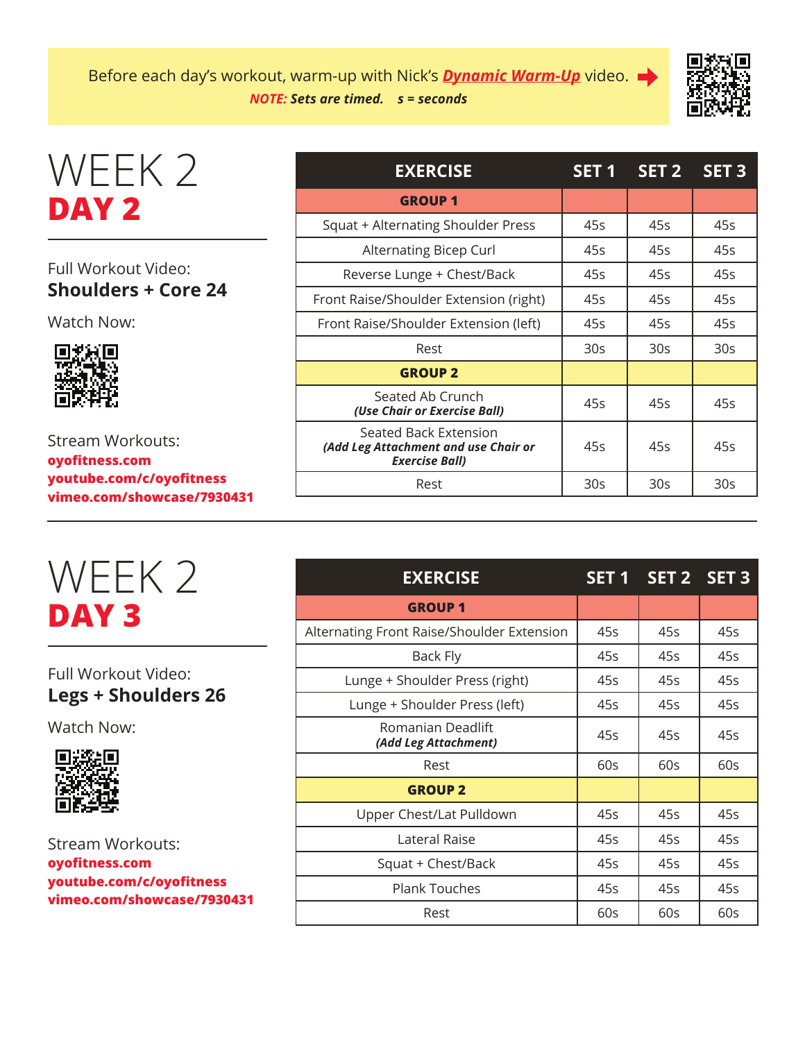Before each day's workout, warm-up with Nick's ***Dynamic Warm-Up*** video.
***NOTE:*** ***Sets are timed.*** ***s = seconds***

# WEEK 2
## DAY 2

Full Workout Video:
**Shoulders + Core 24**

Watch Now:

Stream Workouts:
**oyofitness.com**
**youtube.com/c/oyofitness**
**vimeo.com/showcase/7930431**

| EXERCISE | SET 1 | SET 2 | SET 3 |
|---|---|---|---|
| **GROUP 1** | | | |
| Squat + Alternating Shoulder Press | 45s | 45s | 45s |
| Alternating Bicep Curl | 45s | 45s | 45s |
| Reverse Lunge + Chest/Back | 45s | 45s | 45s |
| Front Raise/Shoulder Extension (right) | 45s | 45s | 45s |
| Front Raise/Shoulder Extension (left) | 45s | 45s | 45s |
| Rest | 30s | 30s | 30s |
| **GROUP 2** | | | |
| Seated Ab Crunch ***(Use Chair or Exercise Ball)*** | 45s | 45s | 45s |
| Seated Back Extension ***(Add Leg Attachment and use Chair or Exercise Ball)*** | 45s | 45s | 45s |
| Rest | 30s | 30s | 30s |

# WEEK 2
## DAY 3

Full Workout Video:
**Legs + Shoulders 26**

Watch Now:

Stream Workouts:
**oyofitness.com**
**youtube.com/c/oyofitness**
**vimeo.com/showcase/7930431**

| EXERCISE | SET 1 | SET 2 | SET 3 |
|---|---|---|---|
| **GROUP 1** | | | |
| Alternating Front Raise/Shoulder Extension | 45s | 45s | 45s |
| Back Fly | 45s | 45s | 45s |
| Lunge + Shoulder Press (right) | 45s | 45s | 45s |
| Lunge + Shoulder Press (left) | 45s | 45s | 45s |
| Romanian Deadlift ***(Add Leg Attachment)*** | 45s | 45s | 45s |
| Rest | 60s | 60s | 60s |
| **GROUP 2** | | | |
| Upper Chest/Lat Pulldown | 45s | 45s | 45s |
| Lateral Raise | 45s | 45s | 45s |
| Squat + Chest/Back | 45s | 45s | 45s |
| Plank Touches | 45s | 45s | 45s |
| Rest | 60s | 60s | 60s |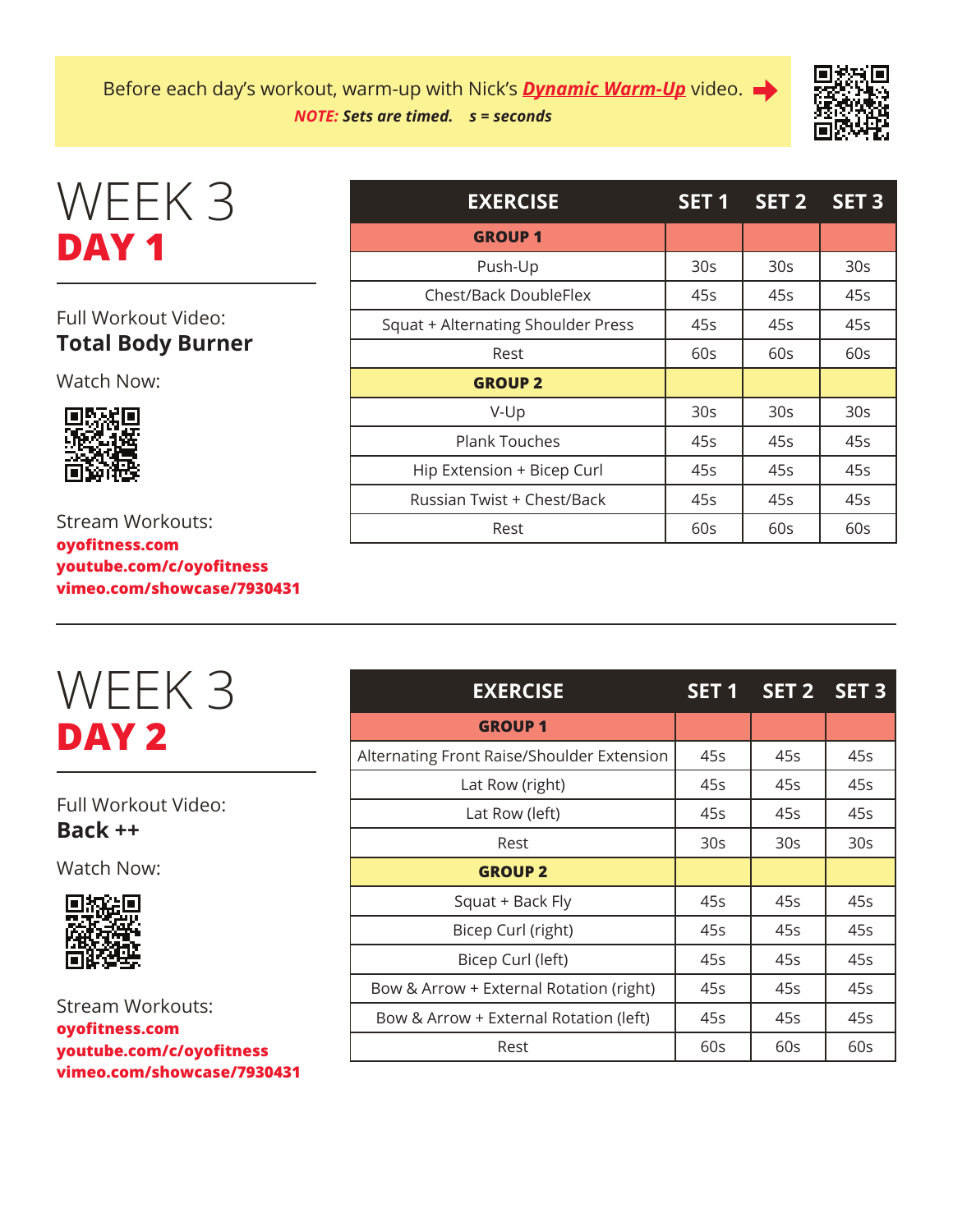Before each day's workout, warm-up with Nick's ***Dynamic Warm-Up*** video. ➡

***NOTE:*** ***Sets are timed. s = seconds***

# WEEK 3
## DAY 1

Full Workout Video:
**Total Body Burner**

Watch Now:

Stream Workouts:
**oyofitness.com**
**youtube.com/c/oyofitness**
**vimeo.com/showcase/7930431**

| EXERCISE | SET 1 | SET 2 | SET 3 |
|---|---|---|---|
| **GROUP 1** | | | |
| Push-Up | 30s | 30s | 30s |
| Chest/Back DoubleFlex | 45s | 45s | 45s |
| Squat + Alternating Shoulder Press | 45s | 45s | 45s |
| Rest | 60s | 60s | 60s |
| **GROUP 2** | | | |
| V-Up | 30s | 30s | 30s |
| Plank Touches | 45s | 45s | 45s |
| Hip Extension + Bicep Curl | 45s | 45s | 45s |
| Russian Twist + Chest/Back | 45s | 45s | 45s |
| Rest | 60s | 60s | 60s |

# WEEK 3
## DAY 2

Full Workout Video:
**Back ++**

Watch Now:

Stream Workouts:
**oyofitness.com**
**youtube.com/c/oyofitness**
**vimeo.com/showcase/7930431**

| EXERCISE | SET 1 | SET 2 | SET 3 |
|---|---|---|---|
| **GROUP 1** | | | |
| Alternating Front Raise/Shoulder Extension | 45s | 45s | 45s |
| Lat Row (right) | 45s | 45s | 45s |
| Lat Row (left) | 45s | 45s | 45s |
| Rest | 30s | 30s | 30s |
| **GROUP 2** | | | |
| Squat + Back Fly | 45s | 45s | 45s |
| Bicep Curl (right) | 45s | 45s | 45s |
| Bicep Curl (left) | 45s | 45s | 45s |
| Bow & Arrow + External Rotation (right) | 45s | 45s | 45s |
| Bow & Arrow + External Rotation (left) | 45s | 45s | 45s |
| Rest | 60s | 60s | 60s |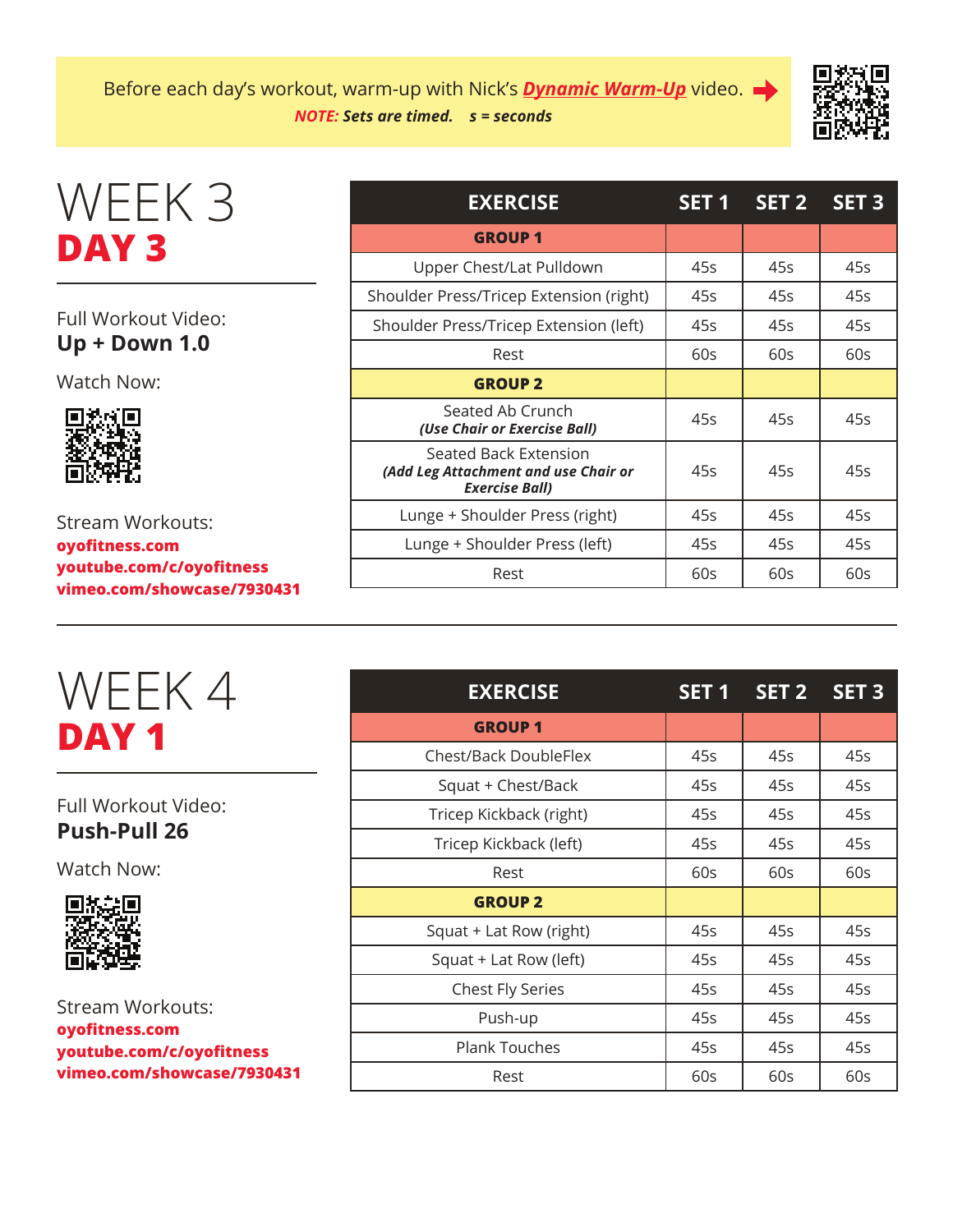Before each day's workout, warm-up with Nick's ***Dynamic Warm-Up*** video.

***NOTE:*** ***Sets are timed.*** ***s = seconds***

# WEEK 3
## DAY 3

Full Workout Video:
**Up + Down 1.0**

Watch Now:

Stream Workouts:
**oyofitness.com**
**youtube.com/c/oyofitness**
**vimeo.com/showcase/7930431**

| EXERCISE | SET 1 | SET 2 | SET 3 |
|---|---|---|---|
| **GROUP 1** | | | |
| Upper Chest/Lat Pulldown | 45s | 45s | 45s |
| Shoulder Press/Tricep Extension (right) | 45s | 45s | 45s |
| Shoulder Press/Tricep Extension (left) | 45s | 45s | 45s |
| Rest | 60s | 60s | 60s |
| **GROUP 2** | | | |
| Seated Ab Crunch ***(Use Chair or Exercise Ball)*** | 45s | 45s | 45s |
| Seated Back Extension ***(Add Leg Attachment and use Chair or Exercise Ball)*** | 45s | 45s | 45s |
| Lunge + Shoulder Press (right) | 45s | 45s | 45s |
| Lunge + Shoulder Press (left) | 45s | 45s | 45s |
| Rest | 60s | 60s | 60s |

# WEEK 4
## DAY 1

Full Workout Video:
**Push-Pull 26**

Watch Now:

Stream Workouts:
**oyofitness.com**
**youtube.com/c/oyofitness**
**vimeo.com/showcase/7930431**

| EXERCISE | SET 1 | SET 2 | SET 3 |
|---|---|---|---|
| **GROUP 1** | | | |
| Chest/Back DoubleFlex | 45s | 45s | 45s |
| Squat + Chest/Back | 45s | 45s | 45s |
| Tricep Kickback (right) | 45s | 45s | 45s |
| Tricep Kickback (left) | 45s | 45s | 45s |
| Rest | 60s | 60s | 60s |
| **GROUP 2** | | | |
| Squat + Lat Row (right) | 45s | 45s | 45s |
| Squat + Lat Row (left) | 45s | 45s | 45s |
| Chest Fly Series | 45s | 45s | 45s |
| Push-up | 45s | 45s | 45s |
| Plank Touches | 45s | 45s | 45s |
| Rest | 60s | 60s | 60s |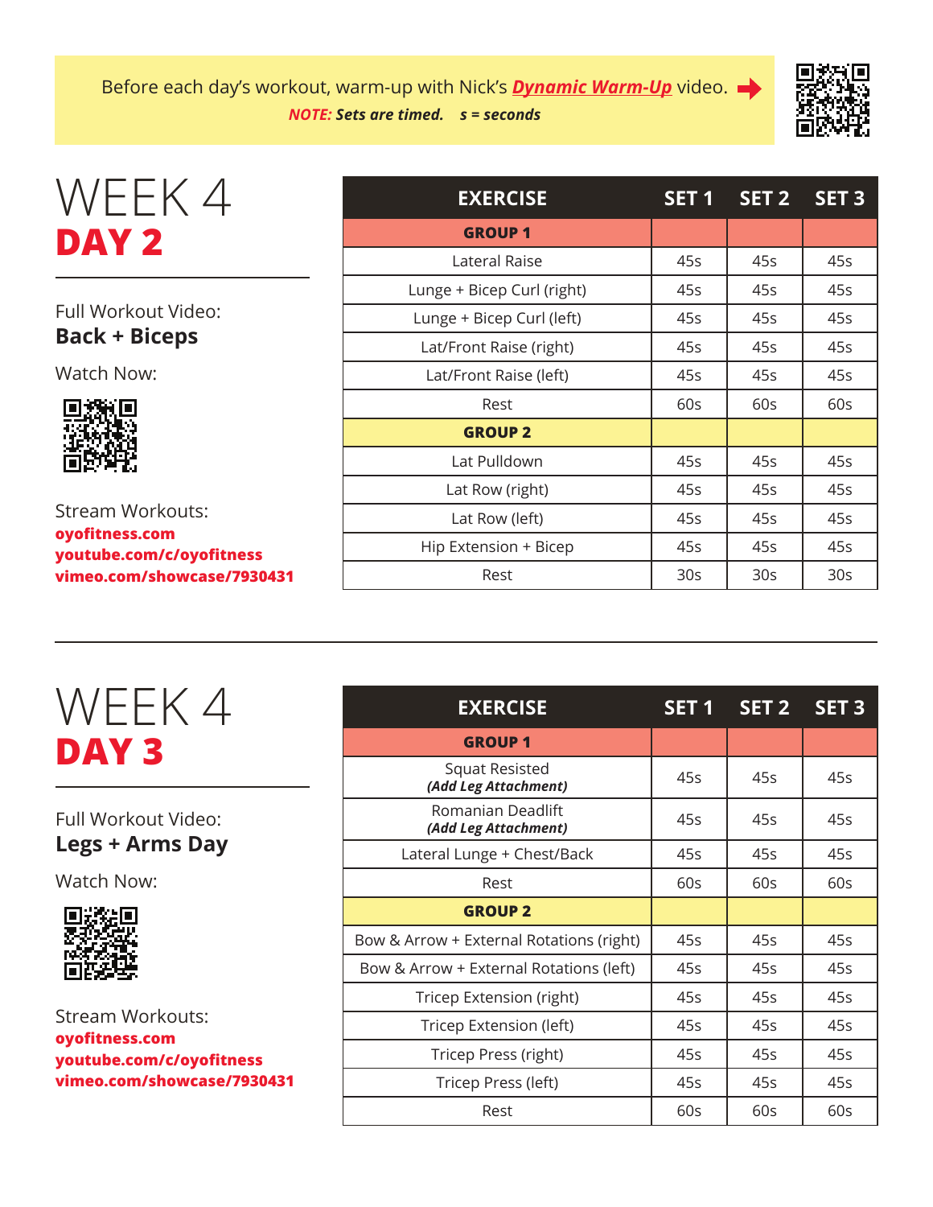Before each day's warm-up with Nick's ***Dynamic Warm-Up*** video.
***NOTE:*** ***Sets are timed.*** ***s = seconds***

# WEEK 4
## DAY 2

Full Workout Video:
**Back + Biceps**

Watch Now:

Stream Workouts:
**oyofitness.com**
**youtube.com/c/oyofitness**
**vimeo.com/showcase/7930431**

| EXERCISE | SET 1 | SET 2 | SET 3 |
|---|---|---|---|
| **GROUP 1** | | | |
| Lateral Raise | 45s | 45s | 45s |
| Lunge + Bicep Curl (right) | 45s | 45s | 45s |
| Lunge + Bicep Curl (left) | 45s | 45s | 45s |
| Lat/Front Raise (right) | 45s | 45s | 45s |
| Lat/Front Raise (left) | 45s | 45s | 45s |
| Rest | 60s | 60s | 60s |
| **GROUP 2** | | | |
| Lat Pulldown | 45s | 45s | 45s |
| Lat Row (right) | 45s | 45s | 45s |
| Lat Row (left) | 45s | 45s | 45s |
| Hip Extension + Bicep | 45s | 45s | 45s |
| Rest | 30s | 30s | 30s |

# WEEK 4
## DAY 3

Full Workout Video:
**Legs + Arms Day**

Watch Now:

Stream Workouts:
**oyofitness.com**
**youtube.com/c/oyofitness**
**vimeo.com/showcase/7930431**

| EXERCISE | SET 1 | SET 2 | SET 3 |
|---|---|---|---|
| **GROUP 1** | | | |
| Squat Resisted ***(Add Leg Attachment)*** | 45s | 45s | 45s |
| Romanian Deadlift ***(Add Leg Attachment)*** | 45s | 45s | 45s |
| Lateral Lunge + Chest/Back | 45s | 45s | 45s |
| Rest | 60s | 60s | 60s |
| **GROUP 2** | | | |
| Bow & Arrow + External Rotations (right) | 45s | 45s | 45s |
| Bow & Arrow + External Rotations (left) | 45s | 45s | 45s |
| Tricep Extension (right) | 45s | 45s | 45s |
| Tricep Extension (left) | 45s | 45s | 45s |
| Tricep Press (right) | 45s | 45s | 45s |
| Tricep Press (left) | 45s | 45s | 45s |
| Rest | 60s | 60s | 60s |